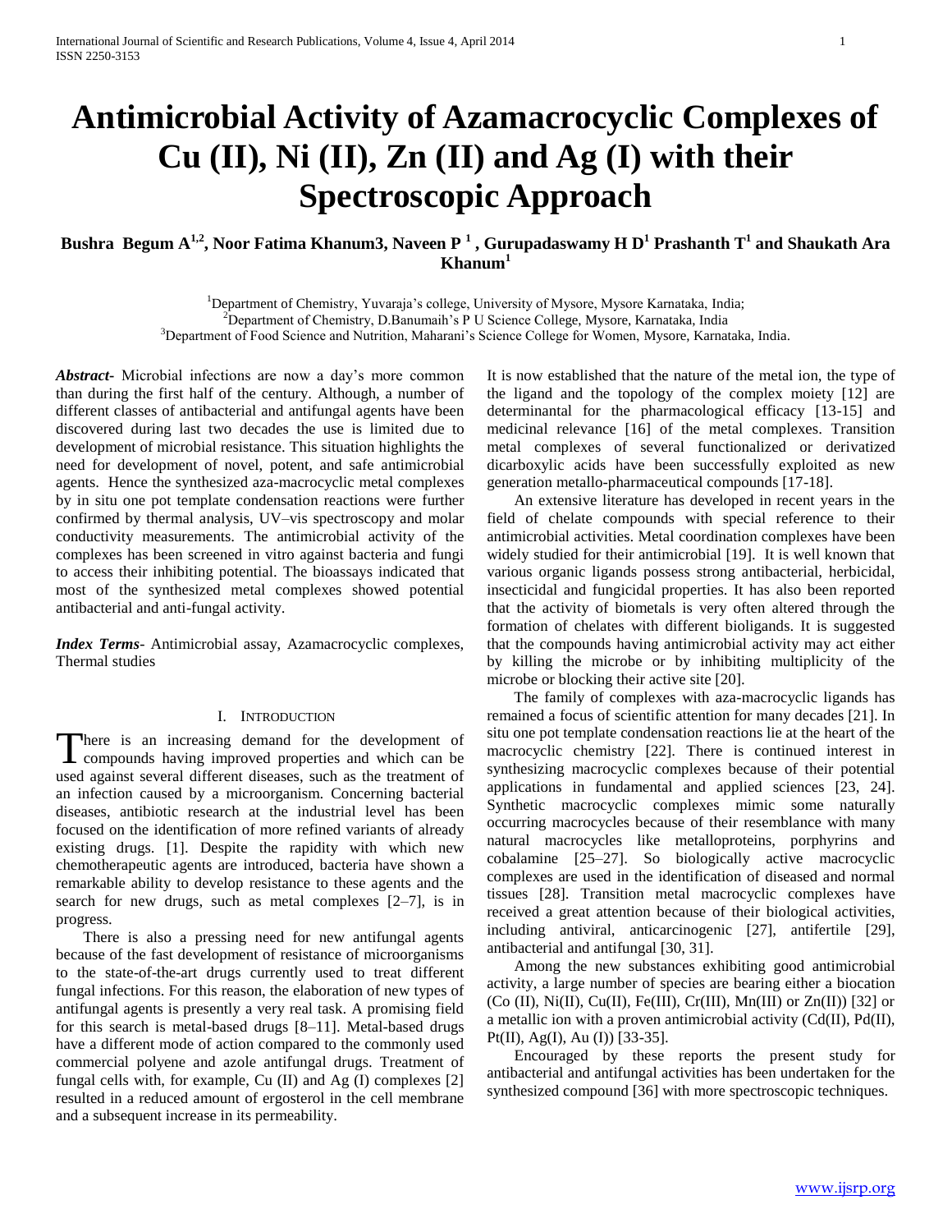# Antimicrobial Activity of Azamacrocyclic Complexes of Cu (II), Ni (II), Zn (II) and Ag (I) with their Spectroscopic Approach

**Bushra Begum A[1,2], Noor Fatima Khanum3, Naveen P [1] , Gurupadaswamy H D[1] Prashanth T[1] and Shaukath Ara Khanum[1]**

[1]Department of Chemistry, Yuvaraja's college, University of Mysore, Mysore Karnataka, India;
[2]Department of Chemistry, D.Banumaih's P U Science College, Mysore, Karnataka, India
[3]Department of Food Science and Nutrition, Maharani's Science College for Women, Mysore, Karnataka, India.

***Abstract***- Microbial infections are now a day's more common than during the first half of the century. Although, a number of different classes of antibacterial and antifungal agents have been discovered during last two decades the use is limited due to development of microbial resistance. This situation highlights the need for development of novel, potent, and safe antimicrobial agents. Hence the synthesized aza-macrocyclic metal complexes by in situ one pot template condensation reactions were further confirmed by thermal analysis, UV–vis spectroscopy and molar conductivity measurements. The antimicrobial activity of the complexes has been screened in vitro against bacteria and fungi to access their inhibiting potential. The bioassays indicated that most of the synthesized metal complexes showed potential antibacterial and anti-fungal activity.

***Index Terms***- Antimicrobial assay, Azamacrocyclic complexes, Thermal studies

## I. Introduction

There is an increasing demand for the development of compounds having improved properties and which can be used against several different diseases, such as the treatment of an infection caused by a microorganism. Concerning bacterial diseases, antibiotic research at the industrial level has been focused on the identification of more refined variants of already existing drugs. [1]. Despite the rapidity with which new chemotherapeutic agents are introduced, bacteria have shown a remarkable ability to develop resistance to these agents and the search for new drugs, such as metal complexes [2–7], is in progress.

There is also a pressing need for new antifungal agents because of the fast development of resistance of microorganisms to the state-of-the-art drugs currently used to treat different fungal infections. For this reason, the elaboration of new types of antifungal agents is presently a very real task. A promising field for this search is metal-based drugs [8–11]. Metal-based drugs have a different mode of action compared to the commonly used commercial polyene and azole antifungal drugs. Treatment of fungal cells with, for example, Cu (II) and Ag (I) complexes [2] resulted in a reduced amount of ergosterol in the cell membrane and a subsequent increase in its permeability.

It is now established that the nature of the metal ion, the type of the ligand and the topology of the complex moiety [12] are determinantal for the pharmacological efficacy [13-15] and medicinal relevance [16] of the metal complexes. Transition metal complexes of several functionalized or derivatized dicarboxylic acids have been successfully exploited as new generation metallo-pharmaceutical compounds [17-18].

An extensive literature has developed in recent years in the field of chelate compounds with special reference to their antimicrobial activities. Metal coordination complexes have been widely studied for their antimicrobial [19]. It is well known that various organic ligands possess strong antibacterial, herbicidal, insecticidal and fungicidal properties. It has also been reported that the activity of biometals is very often altered through the formation of chelates with different bioligands. It is suggested that the compounds having antimicrobial activity may act either by killing the microbe or by inhibiting multiplicity of the microbe or blocking their active site [20].

The family of complexes with aza-macrocyclic ligands has remained a focus of scientific attention for many decades [21]. In situ one pot template condensation reactions lie at the heart of the macrocyclic chemistry [22]. There is continued interest in synthesizing macrocyclic complexes because of their potential applications in fundamental and applied sciences [23, 24]. Synthetic macrocyclic complexes mimic some naturally occurring macrocycles because of their resemblance with many natural macrocycles like metalloproteins, porphyrins and cobalamine [25–27]. So biologically active macrocyclic complexes are used in the identification of diseased and normal tissues [28]. Transition metal macrocyclic complexes have received a great attention because of their biological activities, including antiviral, anticarcinogenic [27], antifertile [29], antibacterial and antifungal [30, 31].

Among the new substances exhibiting good antimicrobial activity, a large number of species are bearing either a biocation (Co (II), Ni(II), Cu(II), Fe(III), Cr(III), Mn(III) or Zn(II)) [32] or a metallic ion with a proven antimicrobial activity (Cd(II), Pd(II), Pt(II), Ag(I), Au (I)) [33-35].

Encouraged by these reports the present study for antibacterial and antifungal activities has been undertaken for the synthesized compound [36] with more spectroscopic techniques.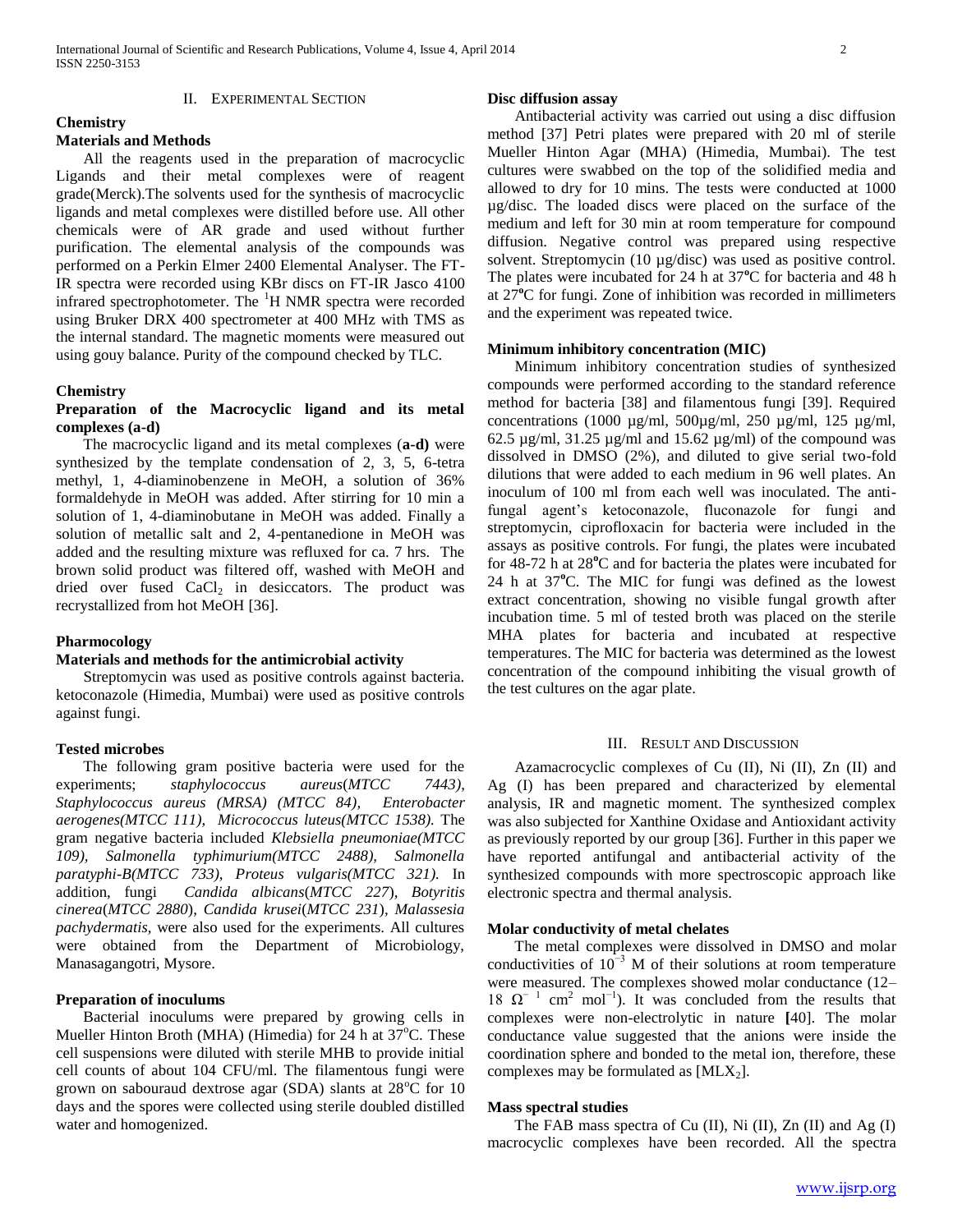## II. Experimental Section

### Chemistry

### Materials and Methods

All the reagents used in the preparation of macrocyclic Ligands and their metal complexes were of reagent grade(Merck).The solvents used for the synthesis of macrocyclic ligands and metal complexes were distilled before use. All other chemicals were of AR grade and used without further purification. The elemental analysis of the compounds was performed on a Perkin Elmer 2400 Elemental Analyser. The FT-IR spectra were recorded using KBr discs on FT-IR Jasco 4100 infrared spectrophotometer. The $^1$H NMR spectra were recorded using Bruker DRX 400 spectrometer at 400 MHz with TMS as the internal standard. The magnetic moments were measured out using gouy balance. Purity of the compound checked by TLC.

### Chemistry

### Preparation of the Macrocyclic ligand and its metal complexes (a-d)

The macrocyclic ligand and its metal complexes (**a-d)** were synthesized by the template condensation of 2, 3, 5, 6-tetra methyl, 1, 4-diaminobenzene in MeOH, a solution of 36% formaldehyde in MeOH was added. After stirring for 10 min a solution of 1, 4-diaminobutane in MeOH was added. Finally a solution of metallic salt and 2, 4-pentanedione in MeOH was added and the resulting mixture was refluxed for ca. 7 hrs. The brown solid product was filtered off, washed with MeOH and dried over fused $CaCl_2$ in desiccators. The product was recrystallized from hot MeOH [36].

### Pharmocology

### Materials and methods for the antimicrobial activity

Streptomycin was used as positive controls against bacteria. ketoconazole (Himedia, Mumbai) were used as positive controls against fungi.

### Tested microbes

The following gram positive bacteria were used for the experiments; *staphylococcus aureus*(*MTCC 7443), Staphylococcus aureus (MRSA) (MTCC 84), Enterobacter aerogenes(MTCC 111), Micrococcus luteus(MTCC 1538).* The gram negative bacteria included *Klebsiella pneumoniae(MTCC 109), Salmonella typhimurium(MTCC 2488), Salmonella paratyphi-B(MTCC 733), Proteus vulgaris(MTCC 321).* In addition, fungi *Candida albicans*(*MTCC 227*), *Botyritis cinerea*(*MTCC 2880*), *Candida krusei*(*MTCC 231*), *Malassesia pachydermatis*, were also used for the experiments. All cultures were obtained from the Department of Microbiology, Manasagangotri, Mysore.

### Preparation of inoculums

Bacterial inoculums were prepared by growing cells in Mueller Hinton Broth (MHA) (Himedia) for 24 h at 37$^o$C. These cell suspensions were diluted with sterile MHB to provide initial cell counts of about 104 CFU/ml. The filamentous fungi were grown on sabouraud dextrose agar (SDA) slants at 28$^o$C for 10 days and the spores were collected using sterile doubled distilled water and homogenized.

### Disc diffusion assay

Antibacterial activity was carried out using a disc diffusion method [37] Petri plates were prepared with 20 ml of sterile Mueller Hinton Agar (MHA) (Himedia, Mumbai). The test cultures were swabbed on the top of the solidified media and allowed to dry for 10 mins. The tests were conducted at 1000 µg/disc. The loaded discs were placed on the surface of the medium and left for 30 min at room temperature for compound diffusion. Negative control was prepared using respective solvent. Streptomycin (10 µg/disc) was used as positive control. The plates were incubated for 24 h at 37°C for bacteria and 48 h at 27°C for fungi. Zone of inhibition was recorded in millimeters and the experiment was repeated twice.

### Minimum inhibitory concentration (MIC)

Minimum inhibitory concentration studies of synthesized compounds were performed according to the standard reference method for bacteria [38] and filamentous fungi [39]. Required concentrations (1000 µg/ml, 500µg/ml, 250 µg/ml, 125 µg/ml, 62.5 µg/ml, 31.25 µg/ml and 15.62 µg/ml) of the compound was dissolved in DMSO (2%), and diluted to give serial two-fold dilutions that were added to each medium in 96 well plates. An inoculum of 100 ml from each well was inoculated. The anti-fungal agent's ketoconazole, fluconazole for fungi and streptomycin, ciprofloxacin for bacteria were included in the assays as positive controls. For fungi, the plates were incubated for 48-72 h at 28°C and for bacteria the plates were incubated for 24 h at 37°C. The MIC for fungi was defined as the lowest extract concentration, showing no visible fungal growth after incubation time. 5 ml of tested broth was placed on the sterile MHA plates for bacteria and incubated at respective temperatures. The MIC for bacteria was determined as the lowest concentration of the compound inhibiting the visual growth of the test cultures on the agar plate.

## III. Result and Discussion

Azamacrocyclic complexes of Cu (II), Ni (II), Zn (II) and Ag (I) has been prepared and characterized by elemental analysis, IR and magnetic moment. The synthesized complex was also subjected for Xanthine Oxidase and Antioxidant activity as previously reported by our group [36]. Further in this paper we have reported antifungal and antibacterial activity of the synthesized compounds with more spectroscopic approach like electronic spectra and thermal analysis.

### Molar conductivity of metal chelates

The metal complexes were dissolved in DMSO and molar conductivities of $10^{-3}$ M of their solutions at room temperature were measured. The complexes showed molar conductance (12–18 $\Omega^{-1}$ $cm^2$ $mol^{-1}$). It was concluded from the results that complexes were non-electrolytic in nature **[**40]. The molar conductance value suggested that the anions were inside the coordination sphere and bonded to the metal ion, therefore, these complexes may be formulated as $[MLX_2]$.

### Mass spectral studies

The FAB mass spectra of Cu (II), Ni (II), Zn (II) and Ag (I) macrocyclic complexes have been recorded. All the spectra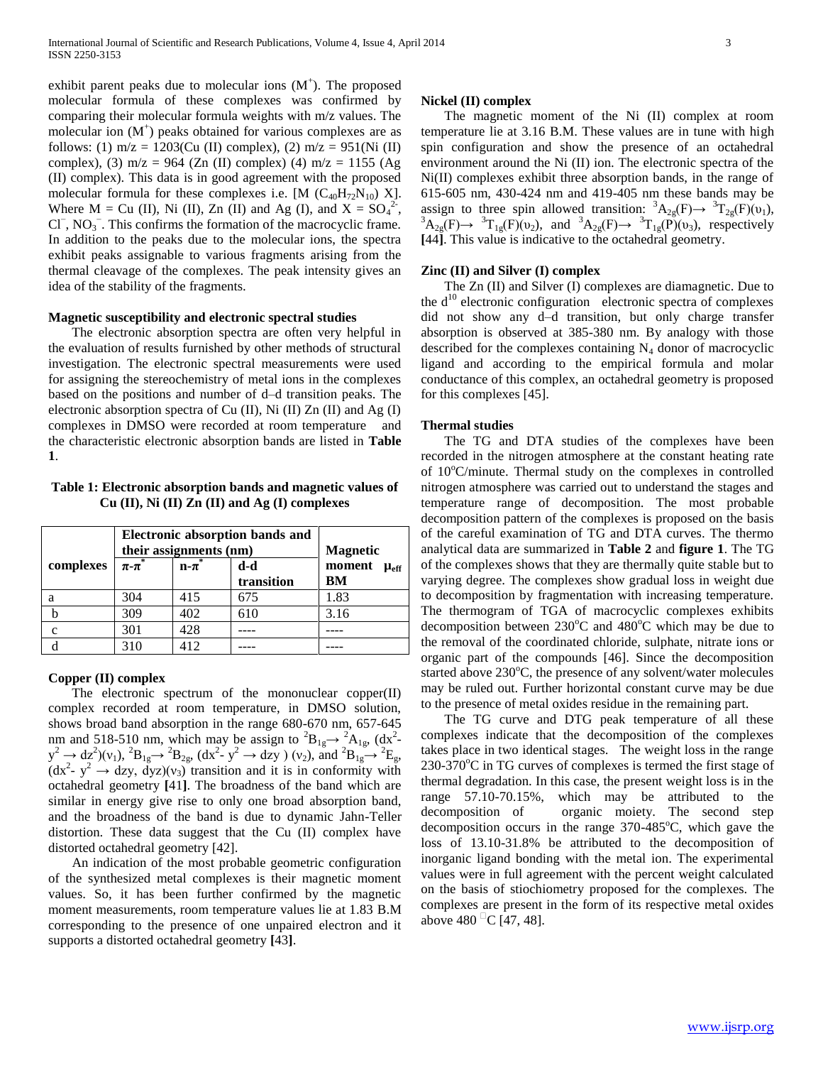exhibit parent peaks due to molecular ions ($M^+$). The proposed molecular formula of these complexes was confirmed by comparing their molecular formula weights with m/z values. The molecular ion ($M^+$) peaks obtained for various complexes are as follows: (1) m/z = 1203(Cu (II) complex), (2) m/z = 951(Ni (II) complex), (3) m/z = 964 (Zn (II) complex) (4) m/z = 1155 (Ag (II) complex). This data is in good agreement with the proposed molecular formula for these complexes i.e. [M ($C_{40}H_{72}N_{10}$) X]. Where M = Cu (II), Ni (II), Zn (II) and Ag (I), and X = $SO_4^{2-}$, $Cl^-$, $NO_3^-$. This confirms the formation of the macrocyclic frame. In addition to the peaks due to the molecular ions, the spectra exhibit peaks assignable to various fragments arising from the thermal cleavage of the complexes. The peak intensity gives an idea of the stability of the fragments.

#### Magnetic susceptibility and electronic spectral studies

The electronic absorption spectra are often very helpful in the evaluation of results furnished by other methods of structural investigation. The electronic spectral measurements were used for assigning the stereochemistry of metal ions in the complexes based on the positions and number of d–d transition peaks. The electronic absorption spectra of Cu (II), Ni (II) Zn (II) and Ag (I) complexes in DMSO were recorded at room temperature and the characteristic electronic absorption bands are listed in **Table 1**.

**Table 1: Electronic absorption bands and magnetic values of Cu (II), Ni (II) Zn (II) and Ag (I) complexes**

| complexes | Electronic absorption bands and their assignments (nm) | | | Magnetic moment $\mu_{eff}$ BM |
|---|---|---|---|---|
| | $\pi$-$\pi^*$ | n-$\pi^*$ | d-d transition | |
| a | 304 | 415 | 675 | 1.83 |
| b | 309 | 402 | 610 | 3.16 |
| c | 301 | 428 | ---- | ---- |
| d | 310 | 412 | ---- | ---- |

#### Copper (II) complex

The electronic spectrum of the mononuclear copper(II) complex recorded at room temperature, in DMSO solution, shows broad band absorption in the range 680-670 nm, 657-645 nm and 518-510 nm, which may be assign to $^2B_{1g} \rightarrow {}^2A_{1g}$, ($dx^2$-$y^2 \rightarrow dz^2$)($\nu_1$), $^2B_{1g} \rightarrow {}^2B_{2g}$, ($dx^2$- $y^2 \rightarrow dzy$ ) ($\nu_2$), and $^2B_{1g} \rightarrow {}^2E_g$, ($dx^2$- $y^2 \rightarrow dzy$, $dyz$)($\nu_3$) transition and it is in conformity with octahedral geometry **[**41**]**. The broadness of the band which are similar in energy give rise to only one broad absorption band, and the broadness of the band is due to dynamic Jahn-Teller distortion. These data suggest that the Cu (II) complex have distorted octahedral geometry [42].

An indication of the most probable geometric configuration of the synthesized metal complexes is their magnetic moment values. So, it has been further confirmed by the magnetic moment measurements, room temperature values lie at 1.83 B.M corresponding to the presence of one unpaired electron and it supports a distorted octahedral geometry **[**43**]**.

#### Nickel (II) complex

The magnetic moment of the Ni (II) complex at room temperature lie at 3.16 B.M. These values are in tune with high spin configuration and show the presence of an octahedral environment around the Ni (II) ion. The electronic spectra of the Ni(II) complexes exhibit three absorption bands, in the range of 615-605 nm, 430-424 nm and 419-405 nm these bands may be assign to three spin allowed transition: $^3A_{2g}(F) \rightarrow {}^3T_{2g}(F)(\upsilon_1)$, $^3A_{2g}(F) \rightarrow {}^3T_{1g}(F)(\upsilon_2)$, and $^3A_{2g}(F) \rightarrow {}^3T_{1g}(P)(\upsilon_3)$, respectively **[**44**]**. This value is indicative to the octahedral geometry.

#### Zinc (II) and Silver (I) complex

The Zn (II) and Silver (I) complexes are diamagnetic. Due to the $d^{10}$ electronic configuration electronic spectra of complexes did not show any d–d transition, but only charge transfer absorption is observed at 385-380 nm. By analogy with those described for the complexes containing $N_4$ donor of macrocyclic ligand and according to the empirical formula and molar conductance of this complex, an octahedral geometry is proposed for this complexes [45].

#### Thermal studies

The TG and DTA studies of the complexes have been recorded in the nitrogen atmosphere at the constant heating rate of 10°C/minute. Thermal study on the complexes in controlled nitrogen atmosphere was carried out to understand the stages and temperature range of decomposition. The most probable decomposition pattern of the complexes is proposed on the basis of the careful examination of TG and DTA curves. The thermo analytical data are summarized in **Table 2** and **figure 1**. The TG of the complexes shows that they are thermally quite stable but to varying degree. The complexes show gradual loss in weight due to decomposition by fragmentation with increasing temperature. The thermogram of TGA of macrocyclic complexes exhibits decomposition between 230°C and 480°C which may be due to the removal of the coordinated chloride, sulphate, nitrate ions or organic part of the compounds [46]. Since the decomposition started above 230°C, the presence of any solvent/water molecules may be ruled out. Further horizontal constant curve may be due to the presence of metal oxides residue in the remaining part.

The TG curve and DTG peak temperature of all these complexes indicate that the decomposition of the complexes takes place in two identical stages. The weight loss in the range 230-370°C in TG curves of complexes is termed the first stage of thermal degradation. In this case, the present weight loss is in the range 57.10-70.15%, which may be attributed to the decomposition of organic moiety. The second step decomposition occurs in the range 370-485°C, which gave the loss of 13.10-31.8% be attributed to the decomposition of inorganic ligand bonding with the metal ion. The experimental values were in full agreement with the percent weight calculated on the basis of stiochiometry proposed for the complexes. The complexes are present in the form of its respective metal oxides above 480 °C [47, 48].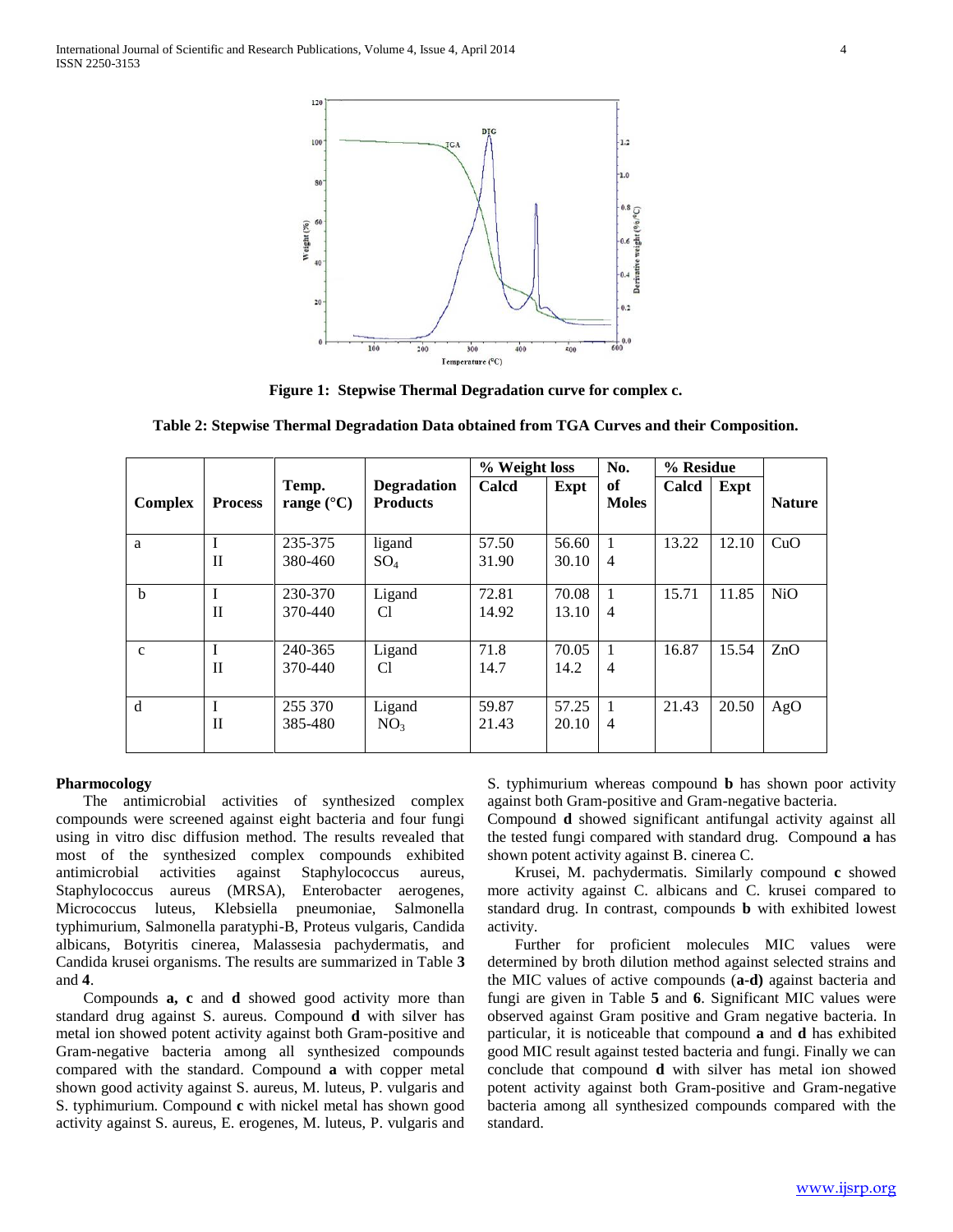**Figure 1: Stepwise Thermal Degradation curve for complex c.**

**Table 2: Stepwise Thermal Degradation Data obtained from TGA Curves and their Composition.**

| Complex | Process | Temp. range (°C) | Degradation Products | % Weight loss | | No. of Moles | % Residue | | Nature |
|---|---|---|---|---|---|---|---|---|---|
| | | | | Calcd | Expt | | Calcd | Expt | |
| a | I<br>II | 235-375<br>380-460 | ligand<br>$SO_4$ | 57.50<br>31.90 | 56.60<br>30.10 | 1<br>4 | 13.22 | 12.10 | CuO |
| b | I<br>II | 230-370<br>370-440 | Ligand<br>Cl | 72.81<br>14.92 | 70.08<br>13.10 | 1<br>4 | 15.71 | 11.85 | NiO |
| c | I<br>II | 240-365<br>370-440 | Ligand<br>Cl | 71.8<br>14.7 | 70.05<br>14.2 | 1<br>4 | 16.87 | 15.54 | ZnO |
| d | I<br>II | 255 370<br>385-480 | Ligand<br>$NO_3$ | 59.87<br>21.43 | 57.25<br>20.10 | 1<br>4 | 21.43 | 20.50 | AgO |

**Pharmocology**

The antimicrobial activities of synthesized complex compounds were screened against eight bacteria and four fungi using in vitro disc diffusion method. The results revealed that most of the synthesized complex compounds exhibited antimicrobial activities against Staphylococcus aureus, Staphylococcus aureus (MRSA), Enterobacter aerogenes, Micrococcus luteus, Klebsiella pneumoniae, Salmonella typhimurium, Salmonella paratyphi-B, Proteus vulgaris, Candida albicans, Botyritis cinerea, Malassesia pachydermatis, and Candida krusei organisms. The results are summarized in Table **3** and **4**.

Compounds **a, c** and **d** showed good activity more than standard drug against S. aureus. Compound **d** with silver has metal ion showed potent activity against both Gram-positive and Gram-negative bacteria among all synthesized compounds compared with the standard. Compound **a** with copper metal shown good activity against S. aureus, M. luteus, P. vulgaris and S. typhimurium. Compound **c** with nickel metal has shown good activity against S. aureus, E. erogenes, M. luteus, P. vulgaris and S. typhimurium whereas compound **b** has shown poor activity against both Gram-positive and Gram-negative bacteria.

Compound **d** showed significant antifungal activity against all the tested fungi compared with standard drug. Compound **a** has shown potent activity against B. cinerea C.

Krusei, M. pachydermatis. Similarly compound **c** showed more activity against C. albicans and C. krusei compared to standard drug. In contrast, compounds **b** with exhibited lowest activity.

Further for proficient molecules MIC values were determined by broth dilution method against selected strains and the MIC values of active compounds (**a-d)** against bacteria and fungi are given in Table **5** and **6**. Significant MIC values were observed against Gram positive and Gram negative bacteria. In particular, it is noticeable that compound **a** and **d** has exhibited good MIC result against tested bacteria and fungi. Finally we can conclude that compound **d** with silver has metal ion showed potent activity against both Gram-positive and Gram-negative bacteria among all synthesized compounds compared with the standard.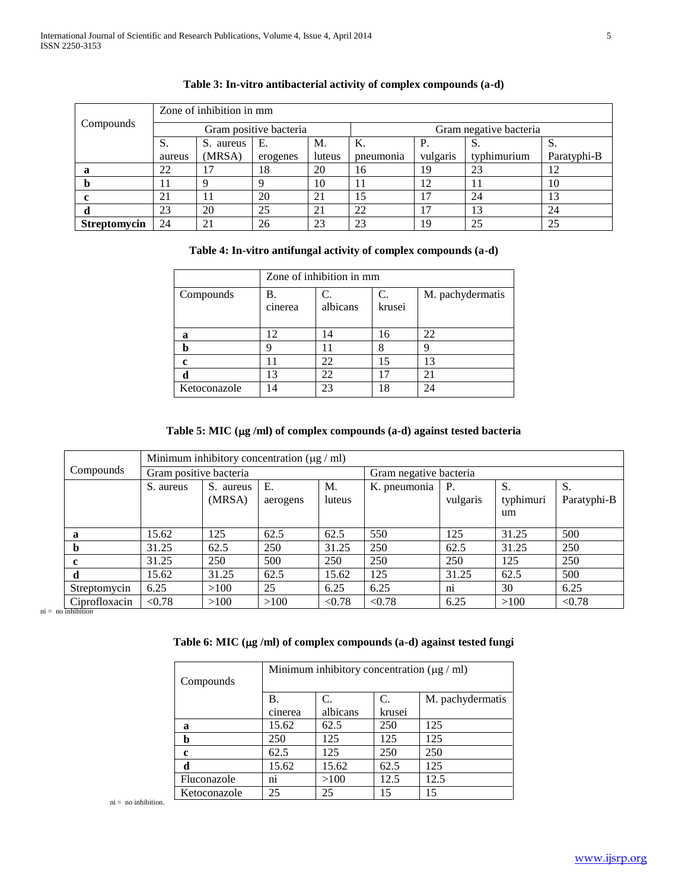**Table 3: In-vitro antibacterial activity of complex compounds (a-d)**

| Compounds | Zone of inhibition in mm | | | | | | | |
|---|---|---|---|---|---|---|---|---|
| | Gram positive bacteria | | | | Gram negative bacteria | | | |
| | S. aureus | S. aureus (MRSA) | E. erogenes | M. luteus | K. pneumonia | P. vulgaris | S. typhimurium | S. Paratyphi-B |
| **a** | 22 | 17 | 18 | 20 | 16 | 19 | 23 | 12 |
| **b** | 11 | 9 | 9 | 10 | 11 | 12 | 11 | 10 |
| **c** | 21 | 11 | 20 | 21 | 15 | 17 | 24 | 13 |
| **d** | 23 | 20 | 25 | 21 | 22 | 17 | 13 | 24 |
| **Streptomycin** | 24 | 21 | 26 | 23 | 23 | 19 | 25 | 25 |

**Table 4: In-vitro antifungal activity of complex compounds (a-d)**

| | Zone of inhibition in mm | | | |
|---|---|---|---|---|
| Compounds | B. cinerea | C. albicans | C. krusei | M. pachydermatis |
| **a** | 12 | 14 | 16 | 22 |
| **b** | 9 | 11 | 8 | 9 |
| **c** | 11 | 22 | 15 | 13 |
| **d** | 13 | 22 | 17 | 21 |
| Ketoconazole | 14 | 23 | 18 | 24 |

**Table 5: MIC (μg /ml) of complex compounds (a-d) against tested bacteria**

| Compounds | Minimum inhibitory concentration (μg / ml) | | | | | | | |
|---|---|---|---|---|---|---|---|---|
| | Gram positive bacteria | | | | Gram negative bacteria | | | |
| | S. aureus | S. aureus (MRSA) | E. aerogens | M. luteus | K. pneumonia | P. vulgaris | S. typhimurium | S. Paratyphi-B |
| **a** | 15.62 | 125 | 62.5 | 62.5 | 550 | 125 | 31.25 | 500 |
| **b** | 31.25 | 62.5 | 250 | 31.25 | 250 | 62.5 | 31.25 | 250 |
| **c** | 31.25 | 250 | 500 | 250 | 250 | 250 | 125 | 250 |
| **d** | 15.62 | 31.25 | 62.5 | 15.62 | 125 | 31.25 | 62.5 | 500 |
| Streptomycin | 6.25 | >100 | 25 | 6.25 | 6.25 | ni | 30 | 6.25 |
| Ciprofloxacin | <0.78 | >100 | >100 | <0.78 | <0.78 | 6.25 | >100 | <0.78 |

ni = no inhibition

**Table 6: MIC (μg /ml) of complex compounds (a-d) against tested fungi**

| Compounds | Minimum inhibitory concentration (μg / ml) | | | |
|---|---|---|---|---|
| | B. cinerea | C. albicans | C. krusei | M. pachydermatis |
| **a** | 15.62 | 62.5 | 250 | 125 |
| **b** | 250 | 125 | 125 | 125 |
| **c** | 62.5 | 125 | 250 | 250 |
| **d** | 15.62 | 15.62 | 62.5 | 125 |
| Fluconazole | ni | >100 | 12.5 | 12.5 |
| Ketoconazole | 25 | 25 | 15 | 15 |

ni = no inhibition.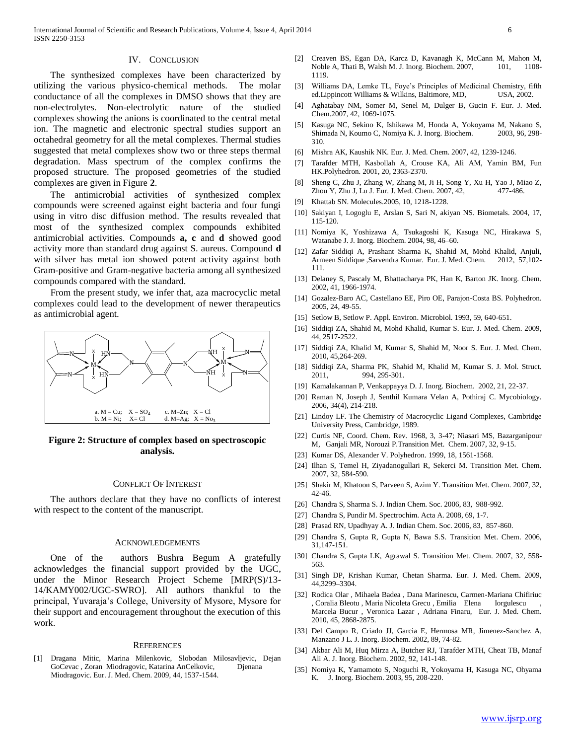## IV. Conclusion

The synthesized complexes have been characterized by utilizing the various physico-chemical methods. The molar conductance of all the complexes in DMSO shows that they are non-electrolytes. Non-electrolytic nature of the studied complexes showing the anions is coordinated to the central metal ion. The magnetic and electronic spectral studies support an octahedral geometry for all the metal complexes. Thermal studies suggested that metal complexes show two or three steps thermal degradation. Mass spectrum of the complex confirms the proposed structure. The proposed geometries of the studied complexes are given in Figure **2**.

The antimicrobial activities of synthesized complex compounds were screened against eight bacteria and four fungi using in vitro disc diffusion method. The results revealed that most of the synthesized complex compounds exhibited antimicrobial activities. Compounds **a, c** and **d** showed good activity more than standard drug against S. aureus. Compound **d** with silver has metal ion showed potent activity against both Gram-positive and Gram-negative bacteria among all synthesized compounds compared with the standard.

From the present study, we infer that, aza macrocyclic metal complexes could lead to the development of newer therapeutics as antimicrobial agent.

a. M = Cu; X = $SO_4$ c. M=Zn; X = Cl
b. M = Ni; X= Cl d. M=Ag; X = $No_3$

**Figure 2: Structure of complex based on spectroscopic analysis.**

## Conflict Of Interest

The authors declare that they have no conflicts of interest with respect to the content of the manuscript.

## Acknowledgements

One of the authors Bushra Begum A gratefully acknowledges the financial support provided by the UGC, under the Minor Research Project Scheme [MRP(S)/13-14/KAMY002/UGC-SWRO]. All authors thankful to the principal, Yuvaraja's College, University of Mysore, Mysore for their support and encouragement throughout the execution of this work.

## References

[1] Dragana Mitic, Marina Milenkovic, Slobodan Milosavljevic, Dejan GoCevac , Zoran Miodragovic, Katarina AnCelkovic, Djenana Miodragovic. Eur. J. Med. Chem. 2009, 44, 1537-1544.

[2] Creaven BS, Egan DA, Karcz D, Kavanagh K, McCann M, Mahon M, Noble A, Thati B, Walsh M. J. Inorg. Biochem. 2007, 101, 1108-1119.

[3] Williams DA, Lemke TL, Foye's Principles of Medicinal Chemistry, fifth ed.Lippincott Williams & Wilkins, Baltimore, MD, USA, 2002.

[4] Aghatabay NM, Somer M, Senel M, Dulger B, Gucin F. Eur. J. Med. Chem.2007, 42, 1069-1075.

[5] Kasuga NC, Sekino K, Ishikawa M, Honda A, Yokoyama M, Nakano S, Shimada N, Koumo C, Nomiya K. J. Inorg. Biochem. 2003, 96, 298-310.

[6] Mishra AK, Kaushik NK. Eur. J. Med. Chem. 2007, 42, 1239-1246.

[7] Tarafder MTH, Kasbollah A, Crouse KA, Ali AM, Yamin BM, Fun HK.Polyhedron. 2001, 20, 2363-2370.

[8] Sheng C, Zhu J, Zhang W, Zhang M, Ji H, Song Y, Xu H, Yao J, Miao Z, Zhou Y, Zhu J, Lu J. Eur. J. Med. Chem. 2007, 42, 477-486.

[9] Khattab SN. Molecules.2005, 10, 1218-1228.

[10] Sakiyan I, Logoglu E, Arslan S, Sari N, akiyan NS. Biometals. 2004, 17, 115-120.

[11] Nomiya K, Yoshizawa A, Tsukagoshi K, Kasuga NC, Hirakawa S, Watanabe J. J. Inorg. Biochem. 2004, 98, 46–60.

[12] Zafar Siddiqi A, Prashant Sharma K, Shahid M, Mohd Khalid, Anjuli, Armeen Siddique ,Sarvendra Kumar. Eur. J. Med. Chem. 2012, 57,102-111.

[13] Delaney S, Pascaly M, Bhattacharya PK, Han K, Barton JK. Inorg. Chem. 2002, 41, 1966-1974.

[14] Gozalez-Baro AC, Castellano EE, Piro OE, Parajon-Costa BS. Polyhedron. 2005, 24, 49-55.

[15] Setlow B, Setlow P. Appl. Environ. Microbiol. 1993, 59, 640-651.

[16] Siddiqi ZA, Shahid M, Mohd Khalid, Kumar S. Eur. J. Med. Chem. 2009, 44, 2517-2522.

[17] Siddiqi ZA, Khalid M, Kumar S, Shahid M, Noor S. Eur. J. Med. Chem. 2010, 45,264-269.

[18] Siddiqi ZA, Sharma PK, Shahid M, Khalid M, Kumar S. J. Mol. Struct. 2011, 994, 295-301.

[19] Kamalakannan P, Venkappayya D. J. Inorg. Biochem. 2002, 21, 22-37.

[20] Raman N, Joseph J, Senthil Kumara Velan A, Pothiraj C. Mycobiology. 2006, 34(4), 214-218.

[21] Lindoy LF. The Chemistry of Macrocyclic Ligand Complexes, Cambridge University Press, Cambridge, 1989.

[22] Curtis NF, Coord. Chem. Rev. 1968, 3, 3-47; Niasari MS, Bazarganipour M, Ganjali MR, Norouzi P.Transition Met. Chem. 2007, 32, 9-15.

[23] Kumar DS, Alexander V. Polyhedron. 1999, 18, 1561-1568.

[24] Ilhan S, Temel H, Ziyadanogullari R, Sekerci M. Transition Met. Chem. 2007, 32, 584-590.

[25] Shakir M, Khatoon S, Parveen S, Azim Y. Transition Met. Chem. 2007, 32, 42-46.

[26] Chandra S, Sharma S. J. Indian Chem. Soc. 2006, 83, 988-992.

[27] Chandra S, Pundir M. Spectrochim. Acta A. 2008, 69, 1-7.

[28] Prasad RN, Upadhyay A. J. Indian Chem. Soc. 2006, 83, 857-860.

[29] Chandra S, Gupta R, Gupta N, Bawa S.S. Transition Met. Chem. 2006, 31,147-151.

[30] Chandra S, Gupta LK, Agrawal S. Transition Met. Chem. 2007, 32, 558-563.

[31] Singh DP, Krishan Kumar, Chetan Sharma. Eur. J. Med. Chem. 2009, 44,3299–3304.

[32] Rodica Olar , Mihaela Badea , Dana Marinescu, Carmen-Mariana Chifiriuc , Coralia Bleotu , Maria Nicoleta Grecu , Emilia Elena Iorgulescu , Marcela Bucur , Veronica Lazar , Adriana Finaru, Eur. J. Med. Chem. 2010, 45, 2868-2875.

[33] Del Campo R, Criado JJ, Garcia E, Hermosa MR, Jimenez-Sanchez A, Manzano J L. J. Inorg. Biochem. 2002, 89, 74-82.

[34] Akbar Ali M, Huq Mirza A, Butcher RJ, Tarafder MTH, Cheat TB, Manaf Ali A. J. Inorg. Biochem. 2002, 92, 141-148.

[35] Nomiya K, Yamamoto S, Noguchi R, Yokoyama H, Kasuga NC, Ohyama K. J. Inorg. Biochem. 2003, 95, 208-220.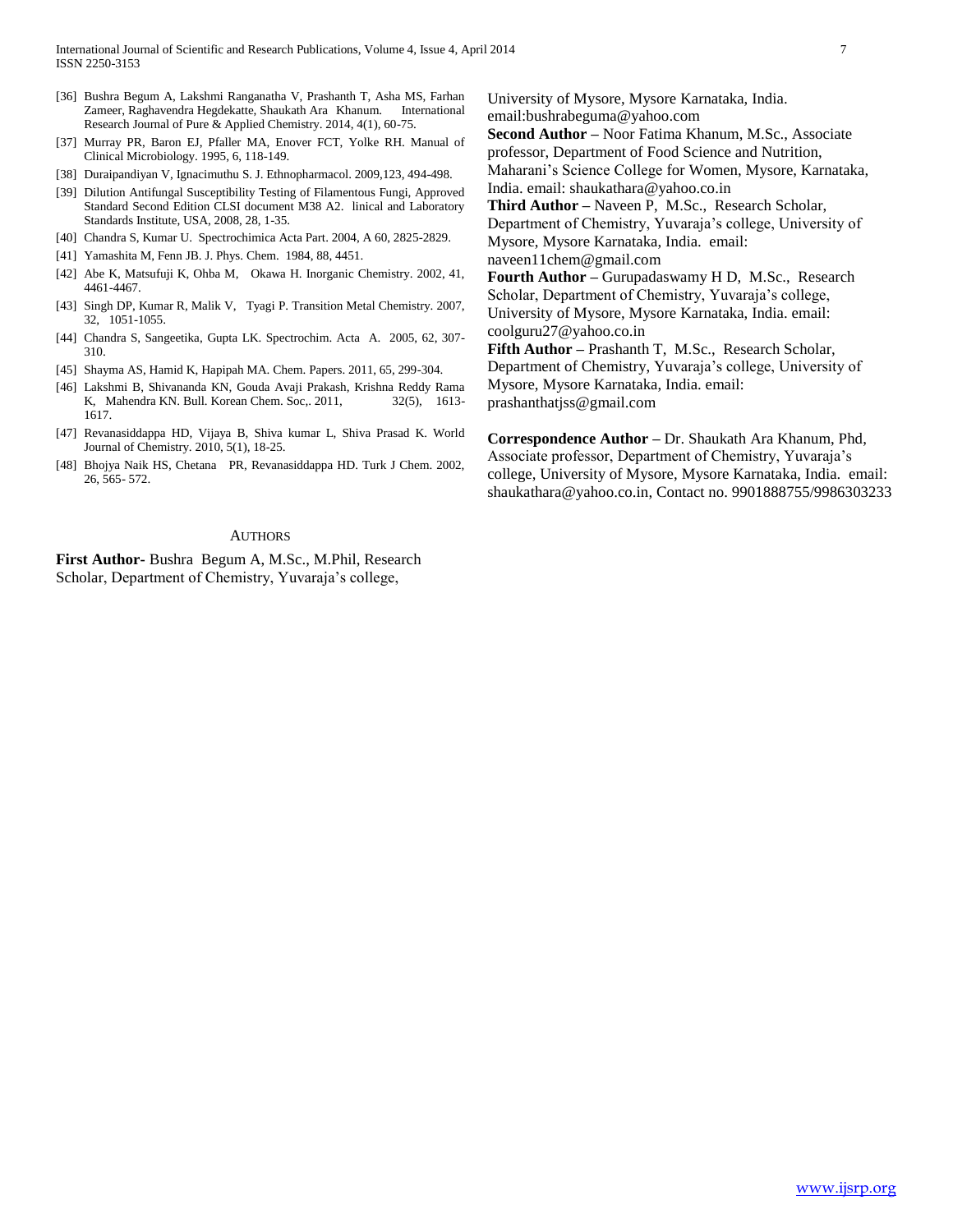[36] Bushra Begum A, Lakshmi Ranganatha V, Prashanth T, Asha MS, Farhan Zameer, Raghavendra Hegdekatte, Shaukath Ara Khanum. International Research Journal of Pure & Applied Chemistry. 2014, 4(1), 60-75.

[37] Murray PR, Baron EJ, Pfaller MA, Enover FCT, Yolke RH. Manual of Clinical Microbiology. 1995, 6, 118-149.

[38] Duraipandiyan V, Ignacimuthu S. J. Ethnopharmacol. 2009,123, 494-498.

[39] Dilution Antifungal Susceptibility Testing of Filamentous Fungi, Approved Standard Second Edition CLSI document M38 A2. linical and Laboratory Standards Institute, USA, 2008, 28, 1-35.

[40] Chandra S, Kumar U. Spectrochimica Acta Part. 2004, A 60, 2825-2829.

[41] Yamashita M, Fenn JB. J. Phys. Chem. 1984, 88, 4451.

[42] Abe K, Matsufuji K, Ohba M, Okawa H. Inorganic Chemistry. 2002, 41, 4461-4467.

[43] Singh DP, Kumar R, Malik V, Tyagi P. Transition Metal Chemistry. 2007, 32, 1051-1055.

[44] Chandra S, Sangeetika, Gupta LK. Spectrochim. Acta A. 2005, 62, 307-310.

[45] Shayma AS, Hamid K, Hapipah MA. Chem. Papers. 2011, 65, 299-304.

[46] Lakshmi B, Shivananda KN, Gouda Avaji Prakash, Krishna Reddy Rama K, Mahendra KN. Bull. Korean Chem. Soc,. 2011, 32(5), 1613-1617.

[47] Revanasiddappa HD, Vijaya B, Shiva kumar L, Shiva Prasad K. World Journal of Chemistry. 2010, 5(1), 18-25.

[48] Bhojya Naik HS, Chetana PR, Revanasiddappa HD. Turk J Chem. 2002, 26, 565- 572.

## AUTHORS

**First Author-** Bushra Begum A, M.Sc., M.Phil, Research Scholar, Department of Chemistry, Yuvaraja's college, University of Mysore, Mysore Karnataka, India. email:bushrabeguma@yahoo.com

**Second Author –** Noor Fatima Khanum, M.Sc., Associate professor, Department of Food Science and Nutrition, Maharani's Science College for Women, Mysore, Karnataka, India. email: shaukathara@yahoo.co.in

**Third Author –** Naveen P, M.Sc., Research Scholar, Department of Chemistry, Yuvaraja's college, University of Mysore, Mysore Karnataka, India. email: naveen11chem@gmail.com

**Fourth Author –** Gurupadaswamy H D, M.Sc., Research Scholar, Department of Chemistry, Yuvaraja's college, University of Mysore, Mysore Karnataka, India. email: coolguru27@yahoo.co.in

**Fifth Author –** Prashanth T, M.Sc., Research Scholar, Department of Chemistry, Yuvaraja's college, University of Mysore, Mysore Karnataka, India. email: prashanthatjss@gmail.com

**Correspondence Author –** Dr. Shaukath Ara Khanum, Phd, Associate professor, Department of Chemistry, Yuvaraja's college, University of Mysore, Mysore Karnataka, India. email: shaukathara@yahoo.co.in, Contact no. 9901888755/9986303233